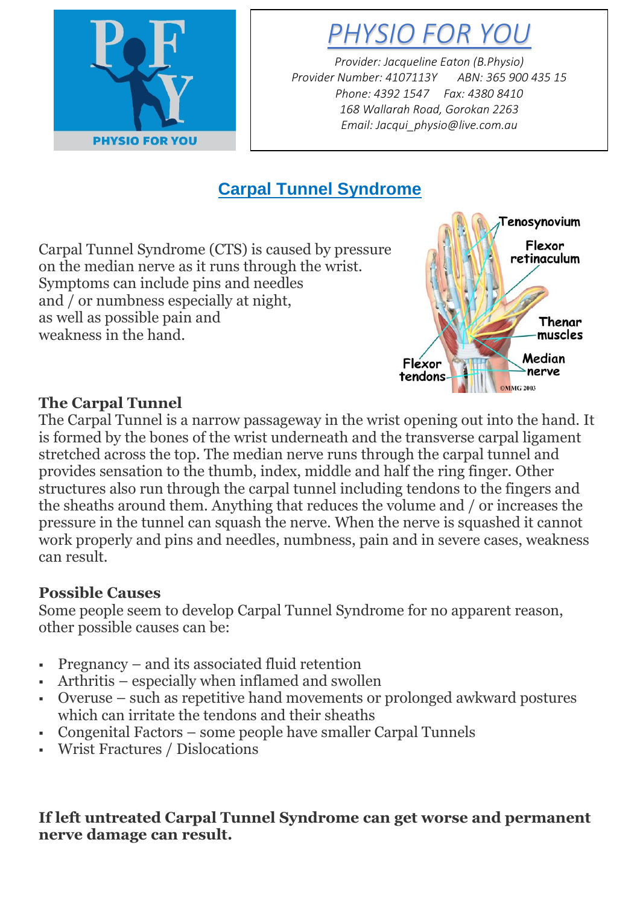# PHYSIO FOR YOU

*Provider: Jacqueline Eaton (B.Physio)*
*Provider Number: 4107113Y ABN: 365 900 435 15*
*Phone: 4392 1547 Fax: 4380 8410*
*168 Wallarah Road, Gorokan 2263*
*Email: Jacqui_physio@live.com.au*

## Carpal Tunnel Syndrome

Carpal Tunnel Syndrome (CTS) is caused by pressure on the median nerve as it runs through the wrist. Symptoms can include pins and needles and / or numbness especially at night, as well as possible pain and weakness in the hand.

### The Carpal Tunnel

The Carpal Tunnel is a narrow passageway in the wrist opening out into the hand. It is formed by the bones of the wrist underneath and the transverse carpal ligament stretched across the top. The median nerve runs through the carpal tunnel and provides sensation to the thumb, index, middle and half the ring finger. Other structures also run through the carpal tunnel including tendons to the fingers and the sheaths around them. Anything that reduces the volume and / or increases the pressure in the tunnel can squash the nerve. When the nerve is squashed it cannot work properly and pins and needles, numbness, pain and in severe cases, weakness can result.

### Possible Causes

Some people seem to develop Carpal Tunnel Syndrome for no apparent reason, other possible causes can be:

- Pregnancy – and its associated fluid retention
- Arthritis – especially when inflamed and swollen
- Overuse – such as repetitive hand movements or prolonged awkward postures which can irritate the tendons and their sheaths
- Congenital Factors – some people have smaller Carpal Tunnels
- Wrist Fractures / Dislocations

**If left untreated Carpal Tunnel Syndrome can get worse and permanent nerve damage can result.**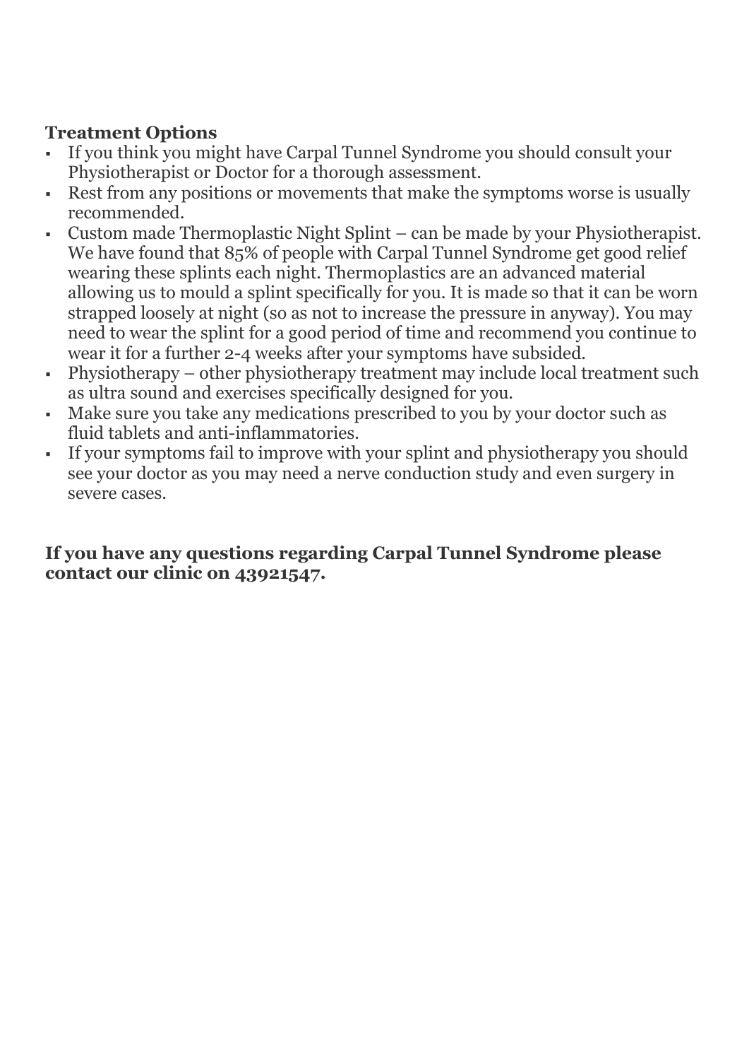**Treatment Options**

- If you think you might have Carpal Tunnel Syndrome you should consult your Physiotherapist or Doctor for a thorough assessment.
- Rest from any positions or movements that make the symptoms worse is usually recommended.
- Custom made Thermoplastic Night Splint – can be made by your Physiotherapist. We have found that 85% of people with Carpal Tunnel Syndrome get good relief wearing these splints each night. Thermoplastics are an advanced material allowing us to mould a splint specifically for you. It is made so that it can be worn strapped loosely at night (so as not to increase the pressure in anyway). You may need to wear the splint for a good period of time and recommend you continue to wear it for a further 2-4 weeks after your symptoms have subsided.
- Physiotherapy – other physiotherapy treatment may include local treatment such as ultra sound and exercises specifically designed for you.
- Make sure you take any medications prescribed to you by your doctor such as fluid tablets and anti-inflammatories.
- If your symptoms fail to improve with your splint and physiotherapy you should see your doctor as you may need a nerve conduction study and even surgery in severe cases.

**If you have any questions regarding Carpal Tunnel Syndrome please contact our clinic on 43921547.**